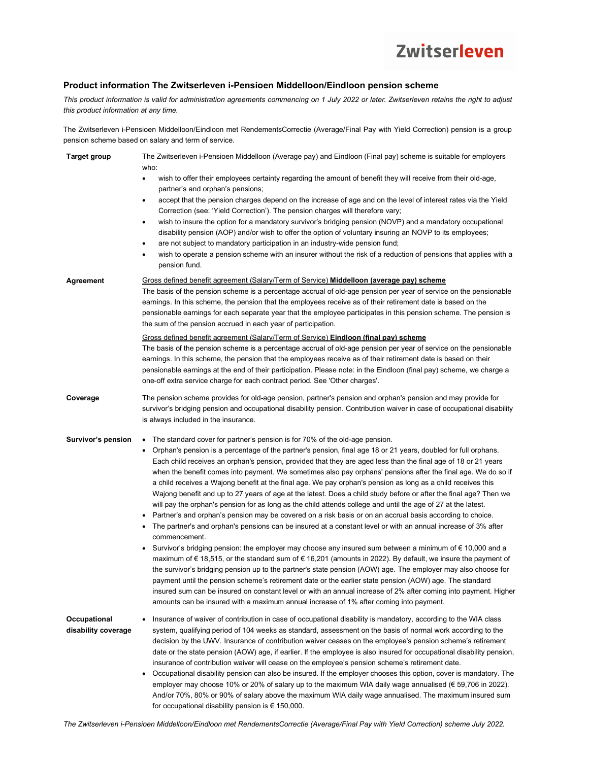Zwitserleven

## Product information The Zwitserleven i-Pensioen Middelloon/Eindloon pension scheme

*This product information is valid for administration agreements commencing on 1 July 2022 or later. Zwitserleven retains the right to adjust this product information at any time.*

The Zwitserleven i-Pensioen Middelloon/Eindloon met RendementsCorrectie (Average/Final Pay with Yield Correction) pension is a group pension scheme based on salary and term of service.

**Target group**

The Zwitserleven i-Pensioen Middelloon (Average pay) and Eindloon (Final pay) scheme is suitable for employers who:

- wish to offer their employees certainty regarding the amount of benefit they will receive from their old-age, partner's and orphan's pensions;
- accept that the pension charges depend on the increase of age and on the level of interest rates via the Yield Correction (see: 'Yield Correction'). The pension charges will therefore vary;
- wish to insure the option for a mandatory survivor's bridging pension (NOVP) and a mandatory occupational disability pension (AOP) and/or wish to offer the option of voluntary insuring an NOVP to its employees;
- are not subject to mandatory participation in an industry-wide pension fund;
- wish to operate a pension scheme with an insurer without the risk of a reduction of pensions that applies with a pension fund.

**Agreement**

Gross defined benefit agreement (Salary/Term of Service) **Middelloon (average pay) scheme**
The basis of the pension scheme is a percentage accrual of old-age pension per year of service on the pensionable earnings. In this scheme, the pension that the employees receive as of their retirement date is based on the pensionable earnings for each separate year that the employee participates in this pension scheme. The pension is the sum of the pension accrued in each year of participation.

Gross defined benefit agreement (Salary/Term of Service) **Eindloon (final pay) scheme**
The basis of the pension scheme is a percentage accrual of old-age pension per year of service on the pensionable earnings. In this scheme, the pension that the employees receive as of their retirement date is based on their pensionable earnings at the end of their participation. Please note: in the Eindloon (final pay) scheme, we charge a one-off extra service charge for each contract period. See 'Other charges'.

**Coverage**

The pension scheme provides for old-age pension, partner's pension and orphan's pension and may provide for survivor's bridging pension and occupational disability pension. Contribution waiver in case of occupational disability is always included in the insurance.

**Survivor's pension**

- The standard cover for partner's pension is for 70% of the old-age pension.
- Orphan's pension is a percentage of the partner's pension, final age 18 or 21 years, doubled for full orphans. Each child receives an orphan's pension, provided that they are aged less than the final age of 18 or 21 years when the benefit comes into payment. We sometimes also pay orphans' pensions after the final age. We do so if a child receives a Wajong benefit at the final age. We pay orphan's pension as long as a child receives this Wajong benefit and up to 27 years of age at the latest. Does a child study before or after the final age? Then we will pay the orphan's pension for as long as the child attends college and until the age of 27 at the latest.
- Partner's and orphan's pension may be covered on a risk basis or on an accrual basis according to choice.
- The partner's and orphan's pensions can be insured at a constant level or with an annual increase of 3% after commencement.
- Survivor's bridging pension: the employer may choose any insured sum between a minimum of € 10,000 and a maximum of € 18,515, or the standard sum of € 16,201 (amounts in 2022). By default, we insure the payment of the survivor's bridging pension up to the partner's state pension (AOW) age. The employer may also choose for payment until the pension scheme's retirement date or the earlier state pension (AOW) age. The standard insured sum can be insured on constant level or with an annual increase of 2% after coming into payment. Higher amounts can be insured with a maximum annual increase of 1% after coming into payment.

**Occupational disability coverage**

- Insurance of waiver of contribution in case of occupational disability is mandatory, according to the WIA class system, qualifying period of 104 weeks as standard, assessment on the basis of normal work according to the decision by the UWV. Insurance of contribution waiver ceases on the employee's pension scheme's retirement date or the state pension (AOW) age, if earlier. If the employee is also insured for occupational disability pension, insurance of contribution waiver will cease on the employee's pension scheme's retirement date.
- Occupational disability pension can also be insured. If the employer chooses this option, cover is mandatory. The employer may choose 10% or 20% of salary up to the maximum WIA daily wage annualised (€ 59,706 in 2022). And/or 70%, 80% or 90% of salary above the maximum WIA daily wage annualised. The maximum insured sum for occupational disability pension is € 150,000.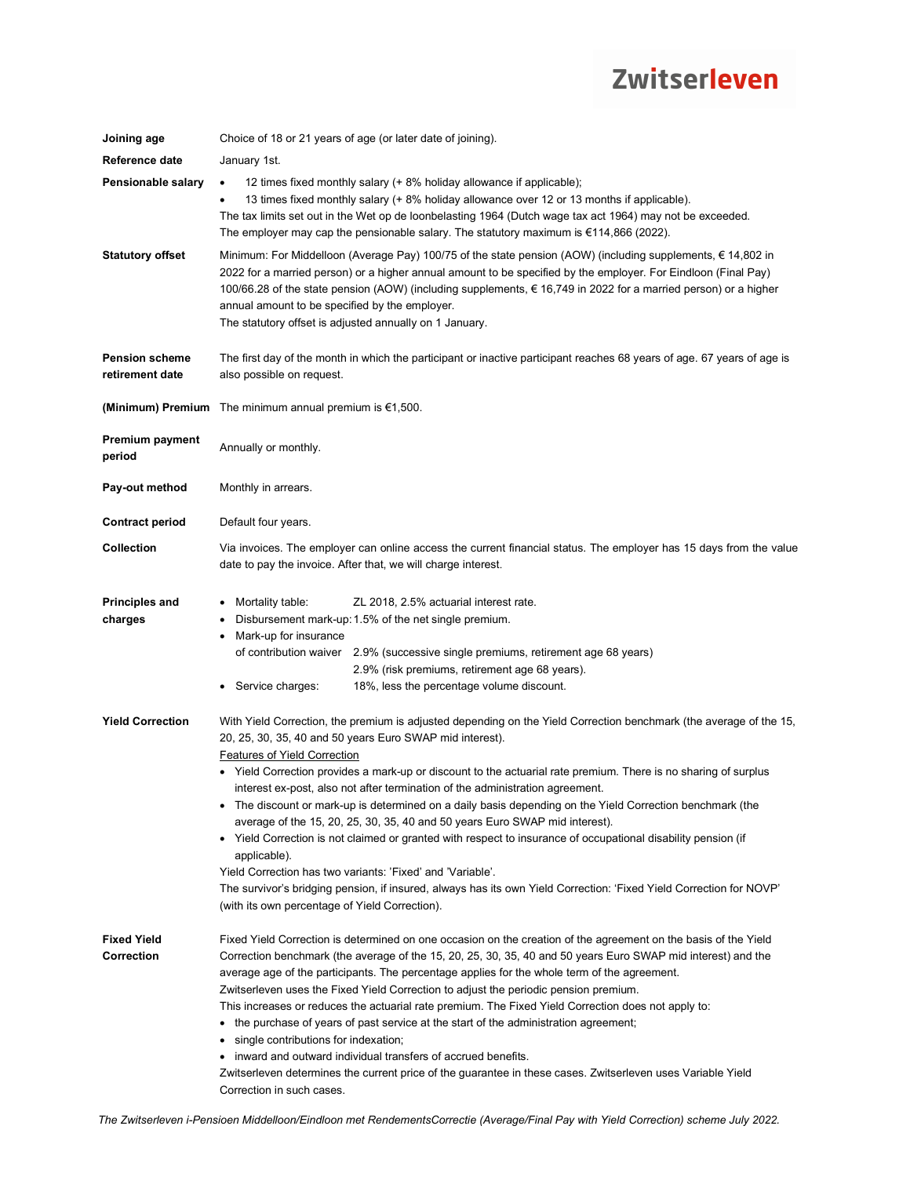| | |
|---|---|
| **Joining age** | Choice of 18 or 21 years of age (or later date of joining). |
| **Reference date** | January 1st. |
| **Pensionable salary** | • 12 times fixed monthly salary (+ 8% holiday allowance if applicable);<br>• 13 times fixed monthly salary (+ 8% holiday allowance over 12 or 13 months if applicable).<br>The tax limits set out in the Wet op de loonbelasting 1964 (Dutch wage tax act 1964) may not be exceeded. The employer may cap the pensionable salary. The statutory maximum is €114,866 (2022). |
| **Statutory offset** | Minimum: For Middelloon (Average Pay) 100/75 of the state pension (AOW) (including supplements, € 14,802 in 2022 for a married person) or a higher annual amount to be specified by the employer. For Eindloon (Final Pay) 100/66.28 of the state pension (AOW) (including supplements, € 16,749 in 2022 for a married person) or a higher annual amount to be specified by the employer.<br>The statutory offset is adjusted annually on 1 January. |
| **Pension scheme retirement date** | The first day of the month in which the participant or inactive participant reaches 68 years of age. 67 years of age is also possible on request. |
| **(Minimum) Premium** | The minimum annual premium is €1,500. |
| **Premium payment period** | Annually or monthly. |
| **Pay-out method** | Monthly in arrears. |
| **Contract period** | Default four years. |
| **Collection** | Via invoices. The employer can online access the current financial status. The employer has 15 days from the value date to pay the invoice. After that, we will charge interest. |
| **Principles and charges** | • Mortality table: ZL 2018, 2.5% actuarial interest rate.<br>• Disbursement mark-up: 1.5% of the net single premium.<br>• Mark-up for insurance of contribution waiver 2.9% (successive single premiums, retirement age 68 years)<br>2.9% (risk premiums, retirement age 68 years).<br>• Service charges: 18%, less the percentage volume discount. |
| **Yield Correction** | With Yield Correction, the premium is adjusted depending on the Yield Correction benchmark (the average of the 15, 20, 25, 30, 35, 40 and 50 years Euro SWAP mid interest).<br>Features of Yield Correction<br>• Yield Correction provides a mark-up or discount to the actuarial rate premium. There is no sharing of surplus interest ex-post, also not after termination of the administration agreement.<br>• The discount or mark-up is determined on a daily basis depending on the Yield Correction benchmark (the average of the 15, 20, 25, 30, 35, 40 and 50 years Euro SWAP mid interest).<br>• Yield Correction is not claimed or granted with respect to insurance of occupational disability pension (if applicable).<br>Yield Correction has two variants: 'Fixed' and 'Variable'.<br>The survivor's bridging pension, if insured, always has its own Yield Correction: 'Fixed Yield Correction for NOVP' (with its own percentage of Yield Correction). |
| **Fixed Yield Correction** | Fixed Yield Correction is determined on one occasion on the creation of the agreement on the basis of the Yield Correction benchmark (the average of the 15, 20, 25, 30, 35, 40 and 50 years Euro SWAP mid interest) and the average age of the participants. The percentage applies for the whole term of the agreement.<br>Zwitserleven uses the Fixed Yield Correction to adjust the periodic pension premium.<br>This increases or reduces the actuarial rate premium. The Fixed Yield Correction does not apply to:<br>• the purchase of years of past service at the start of the administration agreement;<br>• single contributions for indexation;<br>• inward and outward individual transfers of accrued benefits.<br>Zwitserleven determines the current price of the guarantee in these cases. Zwitserleven uses Variable Yield Correction in such cases. |

*The Zwitserleven i-Pensioen Middelloon/Eindloon met RendementsCorrectie (Average/Final Pay with Yield Correction) scheme July 2022.*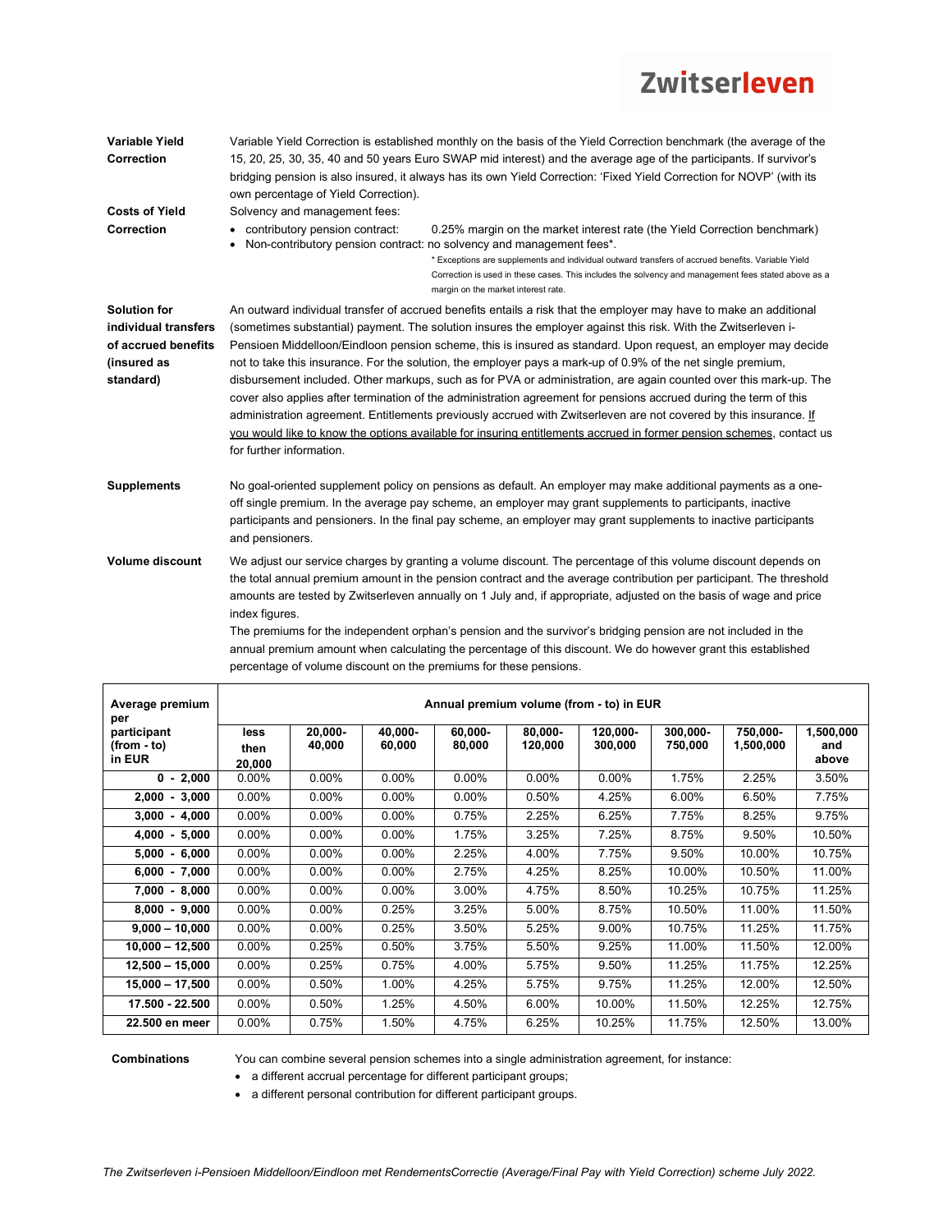**Variable Yield Correction**

Variable Yield Correction is established monthly on the basis of the Yield Correction benchmark (the average of the 15, 20, 25, 30, 35, 40 and 50 years Euro SWAP mid interest) and the average age of the participants. If survivor's bridging pension is also insured, it always has its own Yield Correction: 'Fixed Yield Correction for NOVP' (with its own percentage of Yield Correction).

**Costs of Yield Correction**

Solvency and management fees:

- contributory pension contract: 0.25% margin on the market interest rate (the Yield Correction benchmark)
- Non-contributory pension contract: no solvency and management fees*.

\* Exceptions are supplements and individual outward transfers of accrued benefits. Variable Yield Correction is used in these cases. This includes the solvency and management fees stated above as a margin on the market interest rate.

**Solution for individual transfers of accrued benefits (insured as standard)**

An outward individual transfer of accrued benefits entails a risk that the employer may have to make an additional (sometimes substantial) payment. The solution insures the employer against this risk. With the Zwitserleven i-Pensioen Middelloon/Eindloon pension scheme, this is insured as standard. Upon request, an employer may decide not to take this insurance. For the solution, the employer pays a mark-up of 0.9% of the net single premium, disbursement included. Other markups, such as for PVA or administration, are again counted over this mark-up. The cover also applies after termination of the administration agreement for pensions accrued during the term of this administration agreement. Entitlements previously accrued with Zwitserleven are not covered by this insurance. If you would like to know the options available for insuring entitlements accrued in former pension schemes, contact us for further information.

**Supplements**

No goal-oriented supplement policy on pensions as default. An employer may make additional payments as a one-off single premium. In the average pay scheme, an employer may grant supplements to participants, inactive participants and pensioners. In the final pay scheme, an employer may grant supplements to inactive participants and pensioners.

**Volume discount**

We adjust our service charges by granting a volume discount. The percentage of this volume discount depends on the total annual premium amount in the pension contract and the average contribution per participant. The threshold amounts are tested by Zwitserleven annually on 1 July and, if appropriate, adjusted on the basis of wage and price index figures.

The premiums for the independent orphan's pension and the survivor's bridging pension are not included in the annual premium amount when calculating the percentage of this discount. We do however grant this established percentage of volume discount on the premiums for these pensions.

| Average premium per participant (from - to) in EUR | Annual premium volume (from - to) in EUR | | | | | | | | |
|---|---|---|---|---|---|---|---|---|---|
| | less then 20,000 | 20,000-40,000 | 40,000-60,000 | 60,000-80,000 | 80,000-120,000 | 120,000-300,000 | 300,000-750,000 | 750,000-1,500,000 | 1,500,000 and above |
| 0 - 2,000 | 0.00% | 0.00% | 0.00% | 0.00% | 0.00% | 0.00% | 1.75% | 2.25% | 3.50% |
| 2,000 - 3,000 | 0.00% | 0.00% | 0.00% | 0.00% | 0.50% | 4.25% | 6.00% | 6.50% | 7.75% |
| 3,000 - 4,000 | 0.00% | 0.00% | 0.00% | 0.75% | 2.25% | 6.25% | 7.75% | 8.25% | 9.75% |
| 4,000 - 5,000 | 0.00% | 0.00% | 0.00% | 1.75% | 3.25% | 7.25% | 8.75% | 9.50% | 10.50% |
| 5,000 - 6,000 | 0.00% | 0.00% | 0.00% | 2.25% | 4.00% | 7.75% | 9.50% | 10.00% | 10.75% |
| 6,000 - 7,000 | 0.00% | 0.00% | 0.00% | 2.75% | 4.25% | 8.25% | 10.00% | 10.50% | 11.00% |
| 7,000 - 8,000 | 0.00% | 0.00% | 0.00% | 3.00% | 4.75% | 8.50% | 10.25% | 10.75% | 11.25% |
| 8,000 - 9,000 | 0.00% | 0.00% | 0.25% | 3.25% | 5.00% | 8.75% | 10.50% | 11.00% | 11.50% |
| 9,000 – 10,000 | 0.00% | 0.00% | 0.25% | 3.50% | 5.25% | 9.00% | 10.75% | 11.25% | 11.75% |
| 10,000 – 12,500 | 0.00% | 0.25% | 0.50% | 3.75% | 5.50% | 9.25% | 11.00% | 11.50% | 12.00% |
| 12,500 – 15,000 | 0.00% | 0.25% | 0.75% | 4.00% | 5.75% | 9.50% | 11.25% | 11.75% | 12.25% |
| 15,000 – 17,500 | 0.00% | 0.50% | 1.00% | 4.25% | 5.75% | 9.75% | 11.25% | 12.00% | 12.50% |
| 17.500 - 22.500 | 0.00% | 0.50% | 1.25% | 4.50% | 6.00% | 10.00% | 11.50% | 12.25% | 12.75% |
| 22.500 en meer | 0.00% | 0.75% | 1.50% | 4.75% | 6.25% | 10.25% | 11.75% | 12.50% | 13.00% |

**Combinations**

You can combine several pension schemes into a single administration agreement, for instance:

- a different accrual percentage for different participant groups;
- a different personal contribution for different participant groups.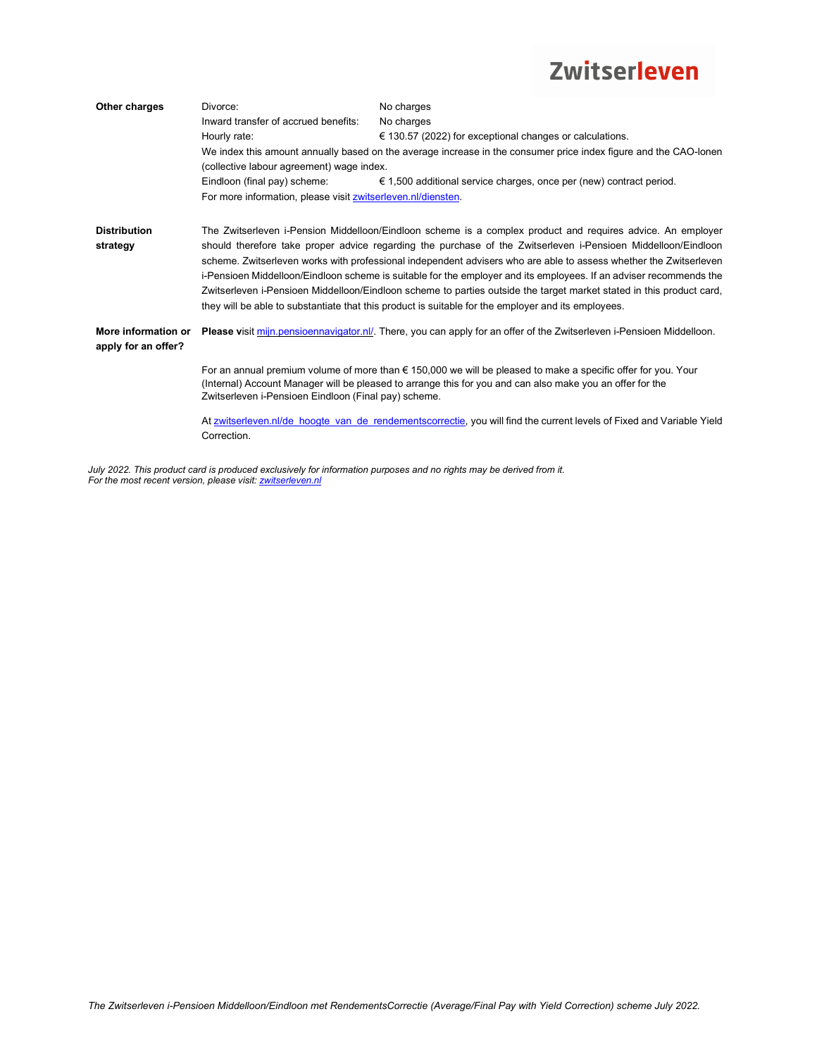| | | |
|---|---|---|
| **Other charges** | Divorce: | No charges |
| | Inward transfer of accrued benefits: | No charges |
| | Hourly rate: | € 130.57 (2022) for exceptional changes or calculations. |
| | We index this amount annually based on the average increase in the consumer price index figure and the CAO-lonen (collective labour agreement) wage index. | |
| | Eindloon (final pay) scheme: | € 1,500 additional service charges, once per (new) contract period. |
| | For more information, please visit [zwitserleven.nl/diensten](zwitserleven.nl/diensten). | |

**Distribution strategy**

The Zwitserleven i-Pension Middelloon/Eindloon scheme is a complex product and requires advice. An employer should therefore take proper advice regarding the purchase of the Zwitserleven i-Pensioen Middelloon/Eindloon scheme. Zwitserleven works with professional independent advisers who are able to assess whether the Zwitserleven i-Pensioen Middelloon/Eindloon scheme is suitable for the employer and its employees. If an adviser recommends the Zwitserleven i-Pensioen Middelloon/Eindloon scheme to parties outside the target market stated in this product card, they will be able to substantiate that this product is suitable for the employer and its employees.

**More information or apply for an offer?**

**Please v**isit [mijn.pensioennavigator.nl/](mijn.pensioennavigator.nl/). There, you can apply for an offer of the Zwitserleven i-Pensioen Middelloon.

For an annual premium volume of more than € 150,000 we will be pleased to make a specific offer for you. Your (Internal) Account Manager will be pleased to arrange this for you and can also make you an offer for the Zwitserleven i-Pensioen Eindloon (Final pay) scheme.

At [zwitserleven.nl/de_hoogte_van_de_rendementscorrectie](zwitserleven.nl/de_hoogte_van_de_rendementscorrectie), you will find the current levels of Fixed and Variable Yield Correction.

*July 2022. This product card is produced exclusively for information purposes and no rights may be derived from it.*
*For the most recent version, please visit: [zwitserleven.nl](zwitserleven.nl)*